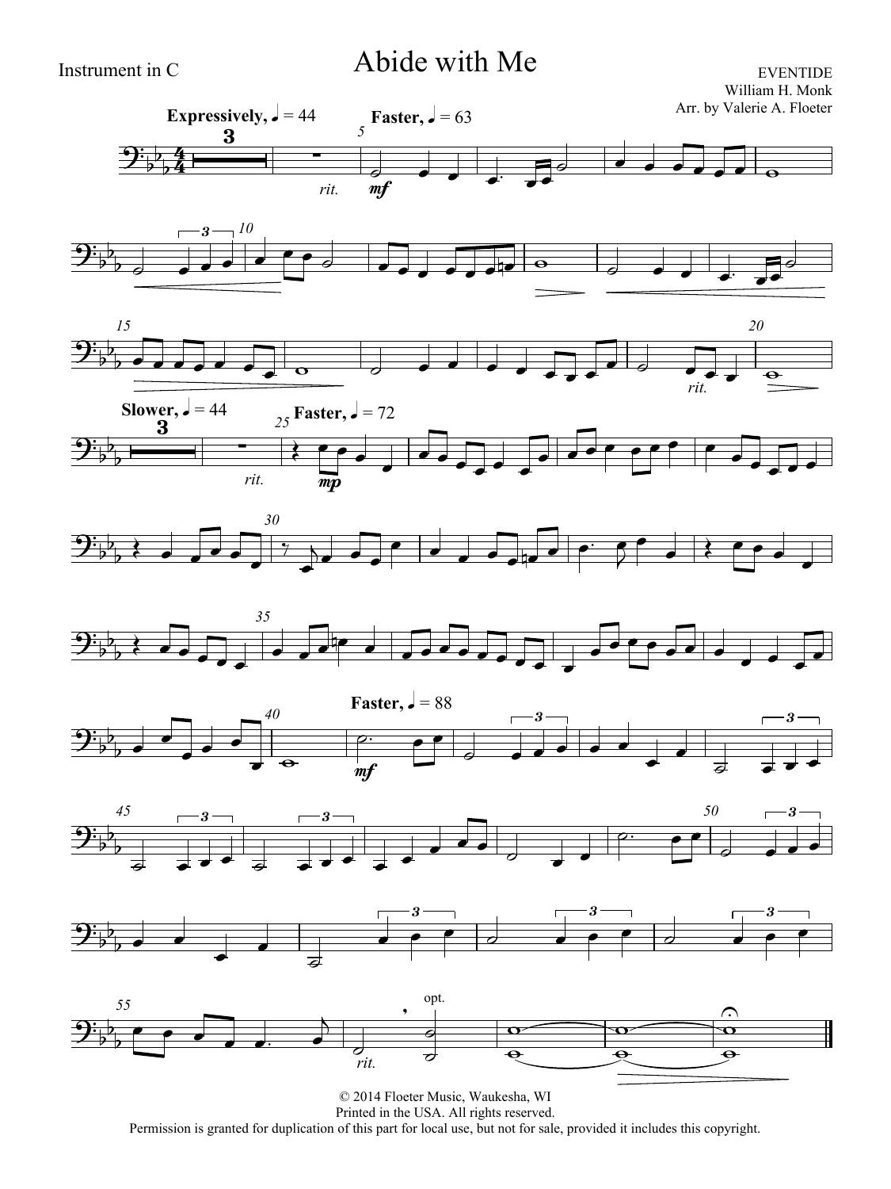Instrument in C

# Abide with Me

EVENTIDE
William H. Monk
Arr. by Valerie A. Floeter

© 2014 Floeter Music, Waukesha, WI
Printed in the USA. All rights reserved.
Permission is granted for duplication of this part for local use, but not for sale, provided it includes this copyright.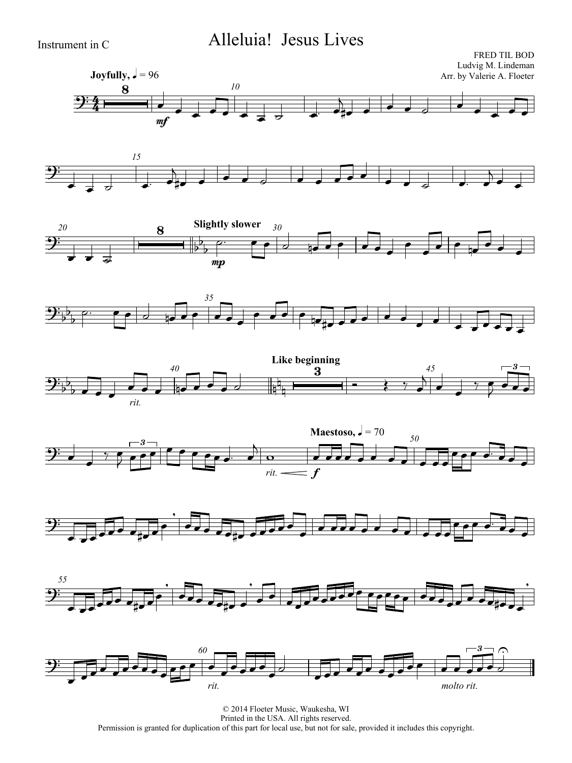Instrument in C

# Alleluia! Jesus Lives

FRED TIL BOD
Ludvig M. Lindeman
Arr. by Valerie A. Floeter

Joyfully, ♩ = 96

Slightly slower

*rit.*

Like beginning

*rit.* *f*

Maestoso, ♩ = 70

*rit.*

*molto rit.*

© 2014 Floeter Music, Waukesha, WI
Printed in the USA. All rights reserved.
Permission is granted for duplication of this part for local use, but not for sale, provided it includes this copyright.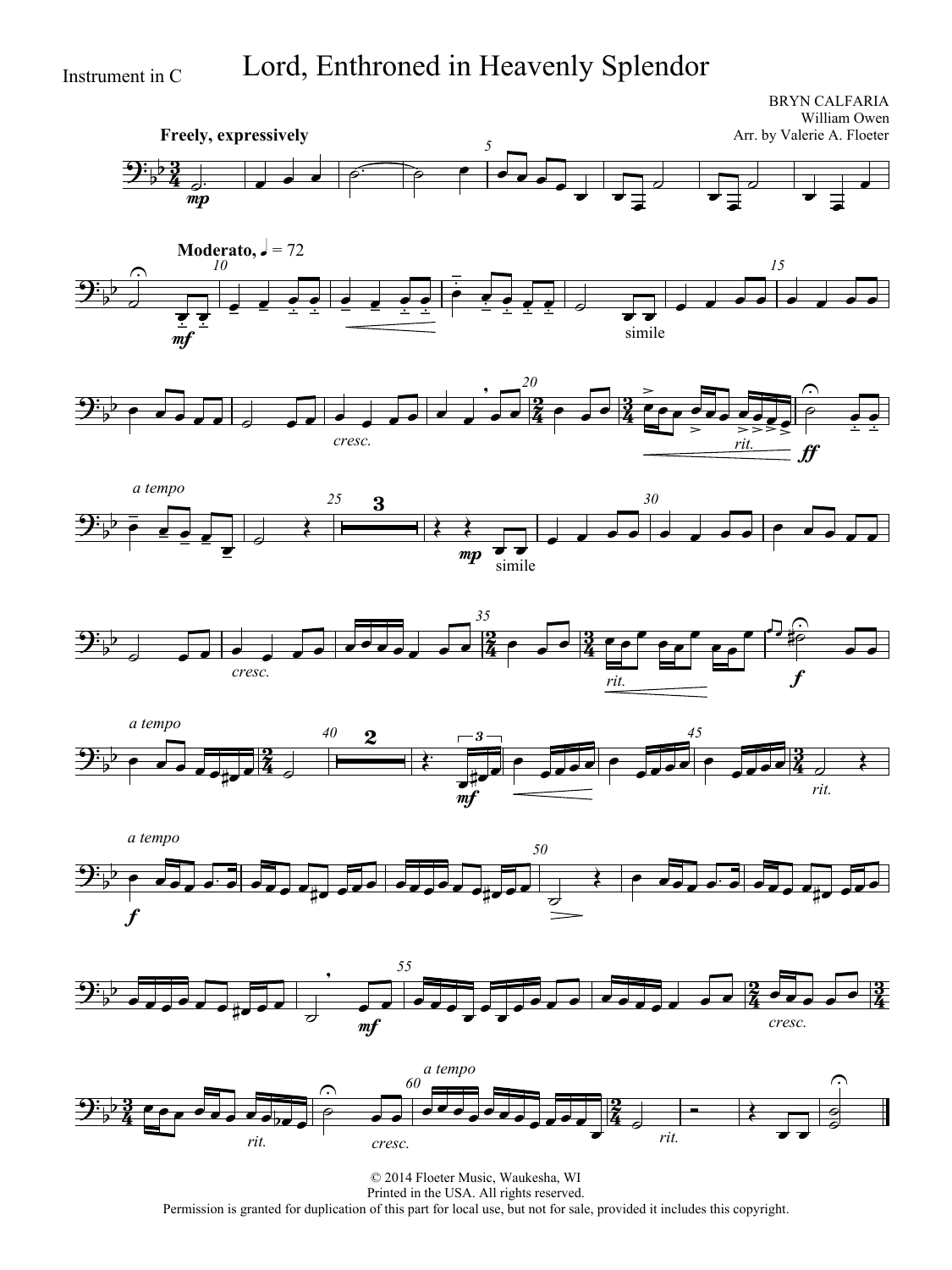Instrument in C

# Lord, Enthroned in Heavenly Splendor

BRYN CALFARIA
William Owen
Arr. by Valerie A. Floeter

**Freely, expressively**

*mp*

**Moderato,** ♩ = 72

*mf*

simile

*cresc.*

*rit.*

*ff*

*a tempo*

*mp* simile

*cresc.*

*rit.*

*f*

*a tempo*

*mf*

*rit.*

*a tempo*

*f*

*mf*

*cresc.*

*rit.*

*cresc.*

*a tempo*

*rit.*

© 2014 Floeter Music, Waukesha, WI
Printed in the USA. All rights reserved.
Permission is granted for duplication of this part for local use, but not for sale, provided it includes this copyright.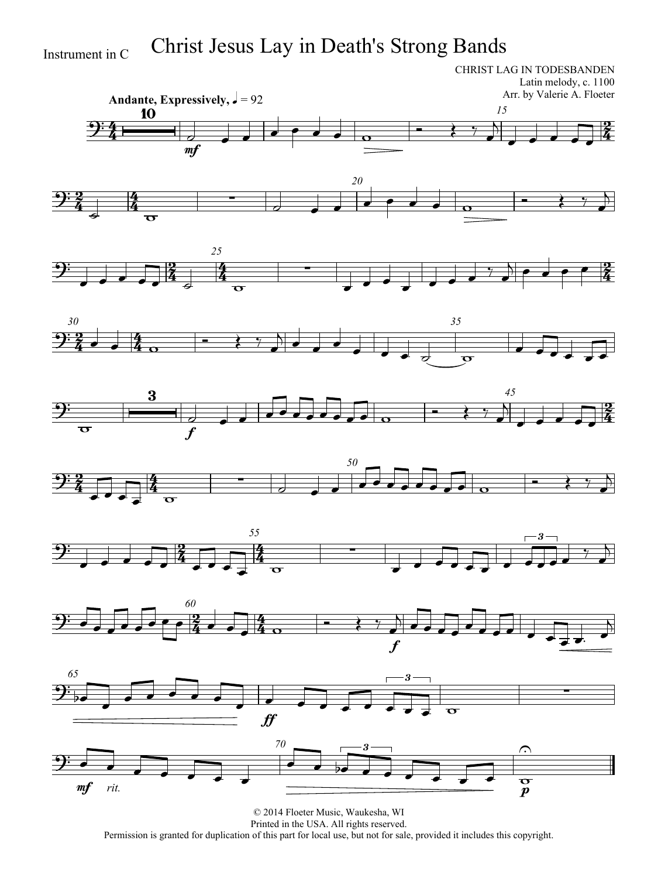Instrument in C

# Christ Jesus Lay in Death's Strong Bands

CHRIST LAG IN TODESBANDEN
Latin melody, c. 1100
Arr. by Valerie A. Floeter

**Andante, Expressively,** ♩ = 92

© 2014 Floeter Music, Waukesha, WI
Printed in the USA. All rights reserved.
Permission is granted for duplication of this part for local use, but not for sale, provided it includes this copyright.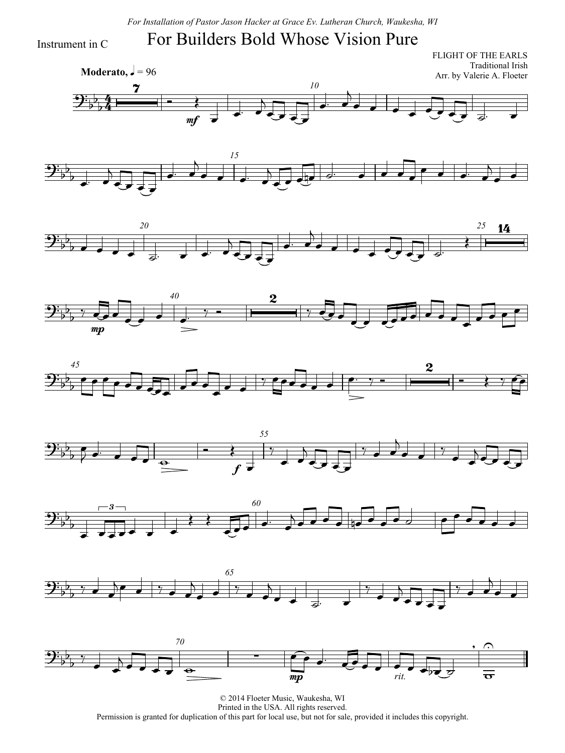*For Installation of Pastor Jason Hacker at Grace Ev. Lutheran Church, Waukesha, WI*

Instrument in C

# For Builders Bold Whose Vision Pure

FLIGHT OF THE EARLS
Traditional Irish
Arr. by Valerie A. Floeter

**Moderato,** ♩ = 96

© 2014 Floeter Music, Waukesha, WI
Printed in the USA. All rights reserved.
Permission is granted for duplication of this part for local use, but not for sale, provided it includes this copyright.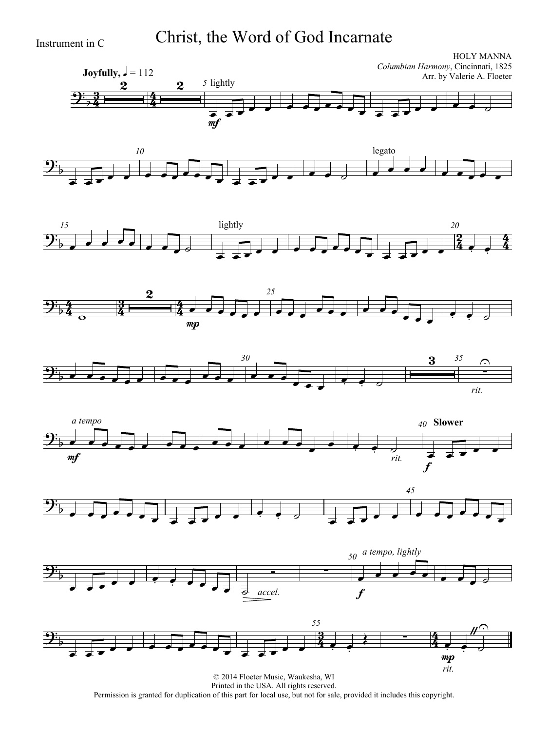Instrument in C

# Christ, the Word of God Incarnate

HOLY MANNA
*Columbian Harmony*, Cincinnati, 1825
Arr. by Valerie A. Floeter

© 2014 Floeter Music, Waukesha, WI
Printed in the USA. All rights reserved.
Permission is granted for duplication of this part for local use, but not for sale, provided it includes this copyright.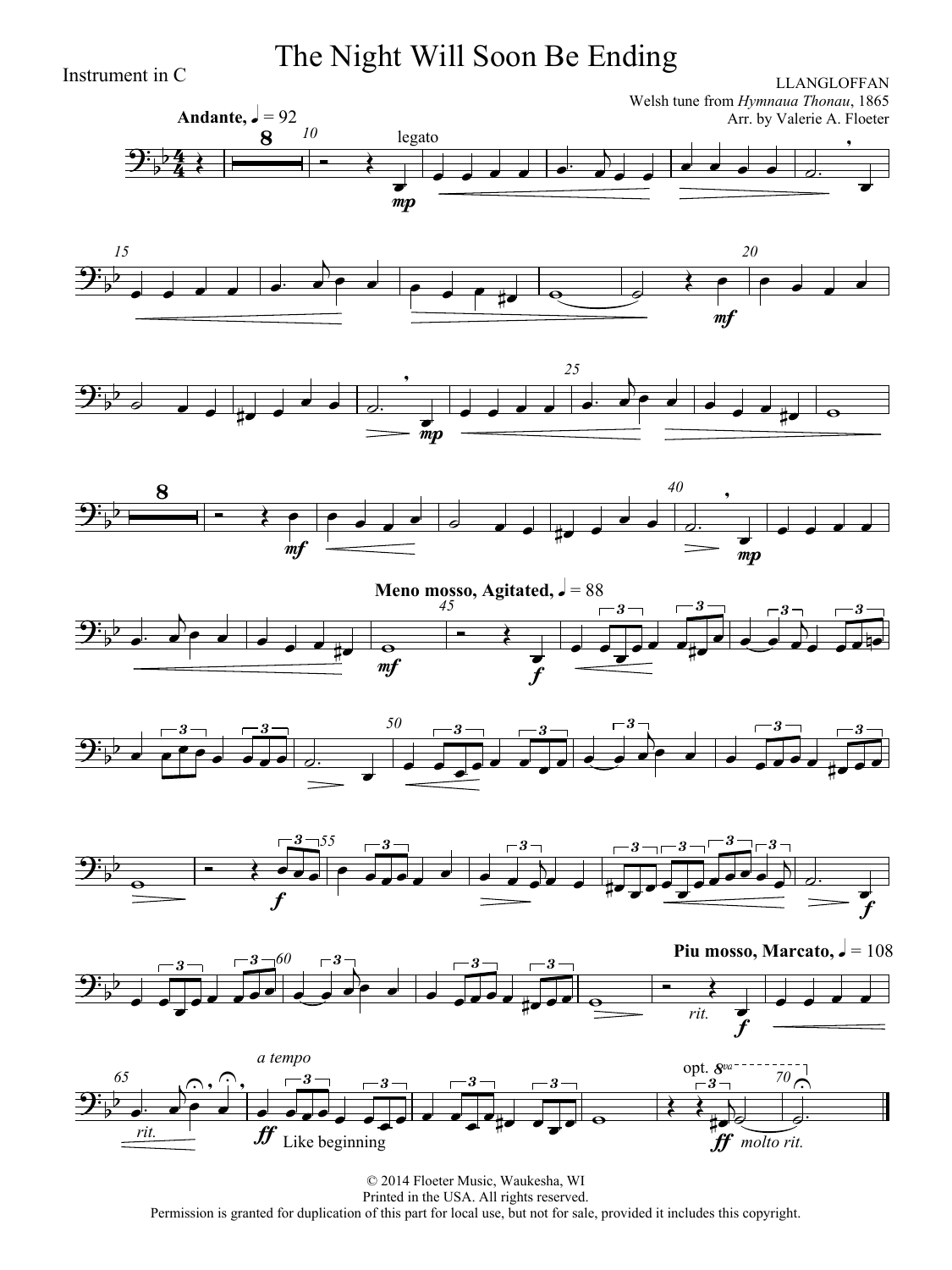Instrument in C

# The Night Will Soon Be Ending

LLANGLOFFAN
Welsh tune from *Hymnaua Thonau*, 1865
Arr. by Valerie A. Floeter

© 2014 Floeter Music, Waukesha, WI
Printed in the USA. All rights reserved.
Permission is granted for duplication of this part for local use, but not for sale, provided it includes this copyright.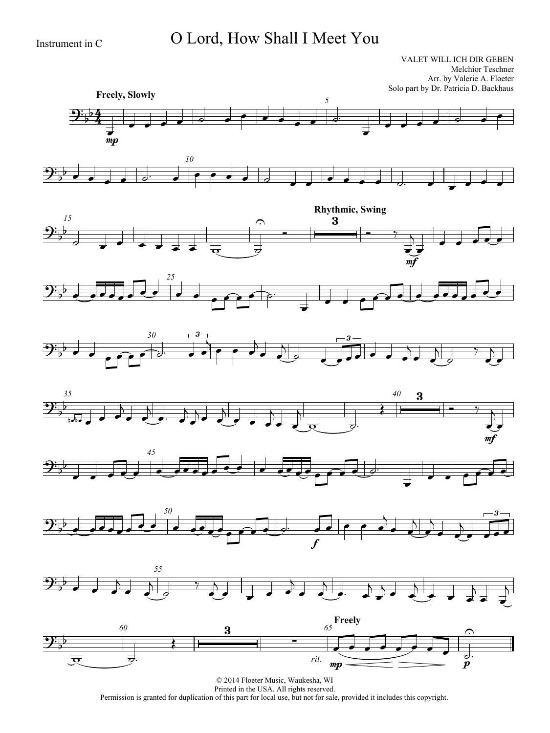Instrument in C

# O Lord, How Shall I Meet You

VALET WILL ICH DIR GEBEN
Melchior Teschner
Arr. by Valerie A. Floeter
Solo part by Dr. Patricia D. Backhaus

Freely, Slowly

Rhythmic, Swing

Freely

© 2014 Floeter Music, Waukesha, WI
Printed in the USA. All rights reserved.
Permission is granted for duplication of this part for local use, but not for sale, provided it includes this copyright.